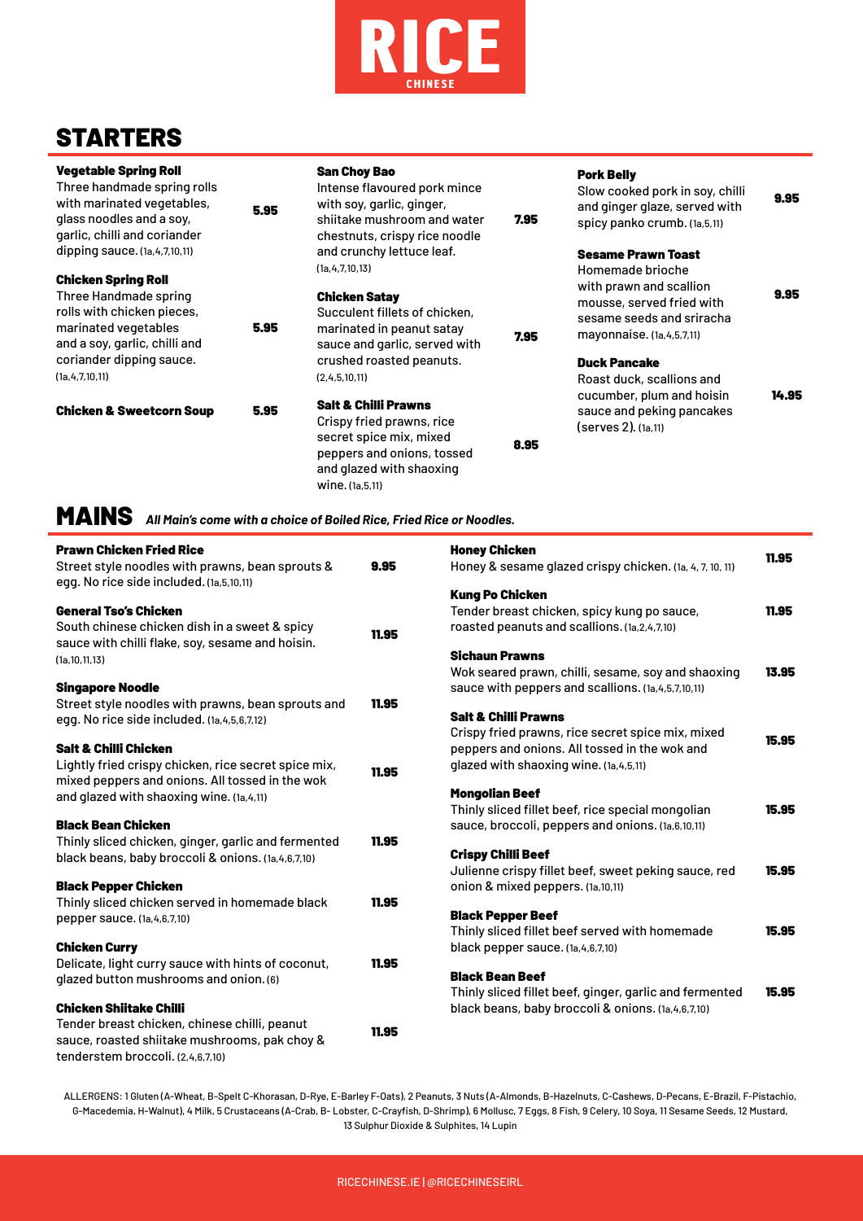# RICE

CHINESE

## STARTERS

**Vegetable Spring Roll** — 5.95
Three handmade spring rolls with marinated vegetables, glass noodles and a soy, garlic, chilli and coriander dipping sauce. (1a,4,7,10,11)

**Chicken Spring Roll** — 5.95
Three Handmade spring rolls with chicken pieces, marinated vegetables and a soy, garlic, chilli and coriander dipping sauce. (1a,4,7,10,11)

**Chicken & Sweetcorn Soup** — 5.95

**San Choy Bao** — 7.95
Intense flavoured pork mince with soy, garlic, ginger, shiitake mushroom and water chestnuts, crispy rice noodle and crunchy lettuce leaf. (1a,4,7,10,13)

**Chicken Satay** — 7.95
Succulent fillets of chicken, marinated in peanut satay sauce and garlic, served with crushed roasted peanuts. (2,4,5,10,11)

**Salt & Chilli Prawns** — 8.95
Crispy fried prawns, rice secret spice mix, mixed peppers and onions, tossed and glazed with shaoxing wine. (1a,5,11)

**Pork Belly** — 9.95
Slow cooked pork in soy, chilli and ginger glaze, served with spicy panko crumb. (1a,5,11)

**Sesame Prawn Toast** — 9.95
Homemade brioche with prawn and scallion mousse, served fried with sesame seeds and sriracha mayonnaise. (1a,4,5,7,11)

**Duck Pancake** — 14.95
Roast duck, scallions and cucumber, plum and hoisin sauce and peking pancakes (serves 2). (1a,11)

## MAINS

*All Main's come with a choice of Boiled Rice, Fried Rice or Noodles.*

**Prawn Chicken Fried Rice** — 9.95
Street style noodles with prawns, bean sprouts & egg. No rice side included. (1a,5,10,11)

**General Tso's Chicken** — 11.95
South chinese chicken dish in a sweet & spicy sauce with chilli flake, soy, sesame and hoisin. (1a,10,11,13)

**Singapore Noodle** — 11.95
Street style noodles with prawns, bean sprouts and egg. No rice side included. (1a,4,5,6,7,12)

**Salt & Chilli Chicken** — 11.95
Lightly fried crispy chicken, rice secret spice mix, mixed peppers and onions. All tossed in the wok and glazed with shaoxing wine. (1a,4,11)

**Black Bean Chicken** — 11.95
Thinly sliced chicken, ginger, garlic and fermented black beans, baby broccoli & onions. (1a,4,6,7,10)

**Black Pepper Chicken** — 11.95
Thinly sliced chicken served in homemade black pepper sauce. (1a,4,6,7,10)

**Chicken Curry** — 11.95
Delicate, light curry sauce with hints of coconut, glazed button mushrooms and onion. (6)

**Chicken Shiitake Chilli** — 11.95
Tender breast chicken, chinese chilli, peanut sauce, roasted shiitake mushrooms, pak choy & tenderstem broccoli. (2,4,6,7,10)

**Honey Chicken** — 11.95
Honey & sesame glazed crispy chicken. (1a, 4, 7, 10, 11)

**Kung Po Chicken** — 11.95
Tender breast chicken, spicy kung po sauce, roasted peanuts and scallions. (1a,2,4,7,10)

**Sichaun Prawns** — 13.95
Wok seared prawn, chilli, sesame, soy and shaoxing sauce with peppers and scallions. (1a,4,5,7,10,11)

**Salt & Chilli Prawns** — 15.95
Crispy fried prawns, rice secret spice mix, mixed peppers and onions. All tossed in the wok and glazed with shaoxing wine. (1a,4,5,11)

**Mongolian Beef** — 15.95
Thinly sliced fillet beef, rice special mongolian sauce, broccoli, peppers and onions. (1a,6,10,11)

**Crispy Chilli Beef** — 15.95
Julienne crispy fillet beef, sweet peking sauce, red onion & mixed peppers. (1a,10,11)

**Black Pepper Beef** — 15.95
Thinly sliced fillet beef served with homemade black pepper sauce. (1a,4,6,7,10)

**Black Bean Beef** — 15.95
Thinly sliced fillet beef, ginger, garlic and fermented black beans, baby broccoli & onions. (1a,4,6,7,10)

ALLERGENS: 1 Gluten (A-Wheat, B-Spelt C-Khorasan, D-Rye, E-Barley F-Oats), 2 Peanuts, 3 Nuts (A-Almonds, B-Hazelnuts, C-Cashews, D-Pecans, E-Brazil, F-Pistachio, G-Macedemia, H-Walnut), 4 Milk, 5 Crustaceans (A-Crab, B- Lobster, C-Crayfish, D-Shrimp), 6 Mollusc, 7 Eggs, 8 Fish, 9 Celery, 10 Soya, 11 Sesame Seeds, 12 Mustard, 13 Sulphur Dioxide & Sulphites, 14 Lupin

RICECHINESE.IE | @RICECHINESEIRL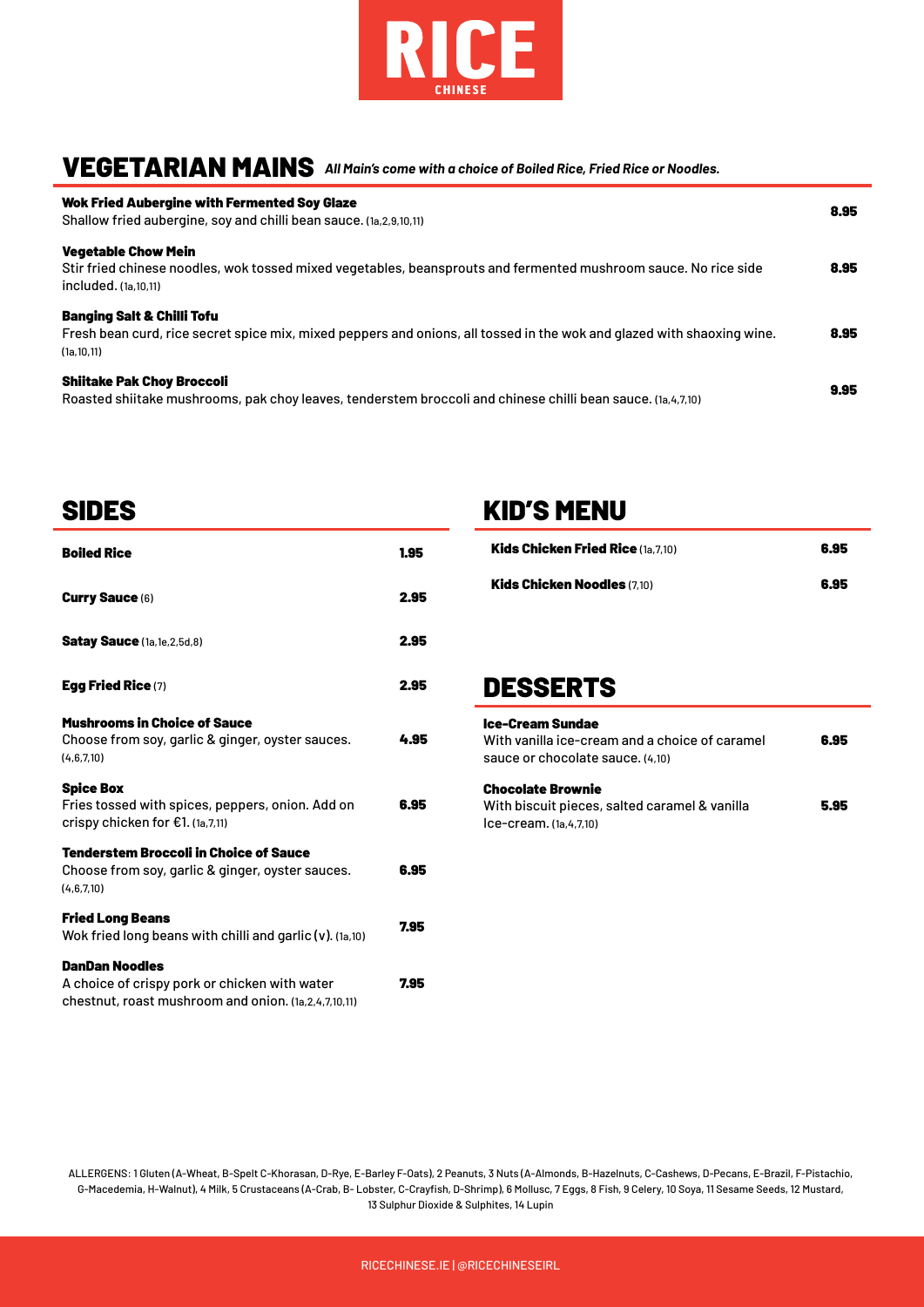# RICE
CHINESE

## VEGETARIAN MAINS *All Main's come with a choice of Boiled Rice, Fried Rice or Noodles.*

| | |
|---|---|
| **Wok Fried Aubergine with Fermented Soy Glaze**<br>Shallow fried aubergine, soy and chilli bean sauce. (1a,2,9,10,11) | **8.95** |
| **Vegetable Chow Mein**<br>Stir fried chinese noodles, wok tossed mixed vegetables, beansprouts and fermented mushroom sauce. No rice side included. (1a,10,11) | **8.95** |
| **Banging Salt & Chilli Tofu**<br>Fresh bean curd, rice secret spice mix, mixed peppers and onions, all tossed in the wok and glazed with shaoxing wine. (1a,10,11) | **8.95** |
| **Shiitake Pak Choy Broccoli**<br>Roasted shiitake mushrooms, pak choy leaves, tenderstem broccoli and chinese chilli bean sauce. (1a,4,7,10) | **9.95** |

## SIDES

| | |
|---|---|
| **Boiled Rice** | **1.95** |
| **Curry Sauce** (6) | **2.95** |
| **Satay Sauce** (1a,1e,2,5d,8) | **2.95** |
| **Egg Fried Rice** (7) | **2.95** |
| **Mushrooms in Choice of Sauce**<br>Choose from soy, garlic & ginger, oyster sauces. (4,6,7,10) | **4.95** |
| **Spice Box**<br>Fries tossed with spices, peppers, onion. Add on crispy chicken for €1. (1a,7,11) | **6.95** |
| **Tenderstem Broccoli in Choice of Sauce**<br>Choose from soy, garlic & ginger, oyster sauces. (4,6,7,10) | **6.95** |
| **Fried Long Beans**<br>Wok fried long beans with chilli and garlic (v). (1a,10) | **7.95** |
| **DanDan Noodles**<br>A choice of crispy pork or chicken with water chestnut, roast mushroom and onion. (1a,2,4,7,10,11) | **7.95** |

## KID'S MENU

| | |
|---|---|
| **Kids Chicken Fried Rice** (1a,7,10) | **6.95** |
| **Kids Chicken Noodles** (7,10) | **6.95** |

## DESSERTS

| | |
|---|---|
| **Ice-Cream Sundae**<br>With vanilla ice-cream and a choice of caramel sauce or chocolate sauce. (4,10) | **6.95** |
| **Chocolate Brownie**<br>With biscuit pieces, salted caramel & vanilla Ice-cream. (1a,4,7,10) | **5.95** |

ALLERGENS: 1 Gluten (A-Wheat, B-Spelt C-Khorasan, D-Rye, E-Barley F-Oats), 2 Peanuts, 3 Nuts (A-Almonds, B-Hazelnuts, C-Cashews, D-Pecans, E-Brazil, F-Pistachio, G-Macedemia, H-Walnut), 4 Milk, 5 Crustaceans (A-Crab, B- Lobster, C-Crayfish, D-Shrimp), 6 Mollusc, 7 Eggs, 8 Fish, 9 Celery, 10 Soya, 11 Sesame Seeds, 12 Mustard, 13 Sulphur Dioxide & Sulphites, 14 Lupin

RICECHINESE.IE | @RICECHINESEIRL